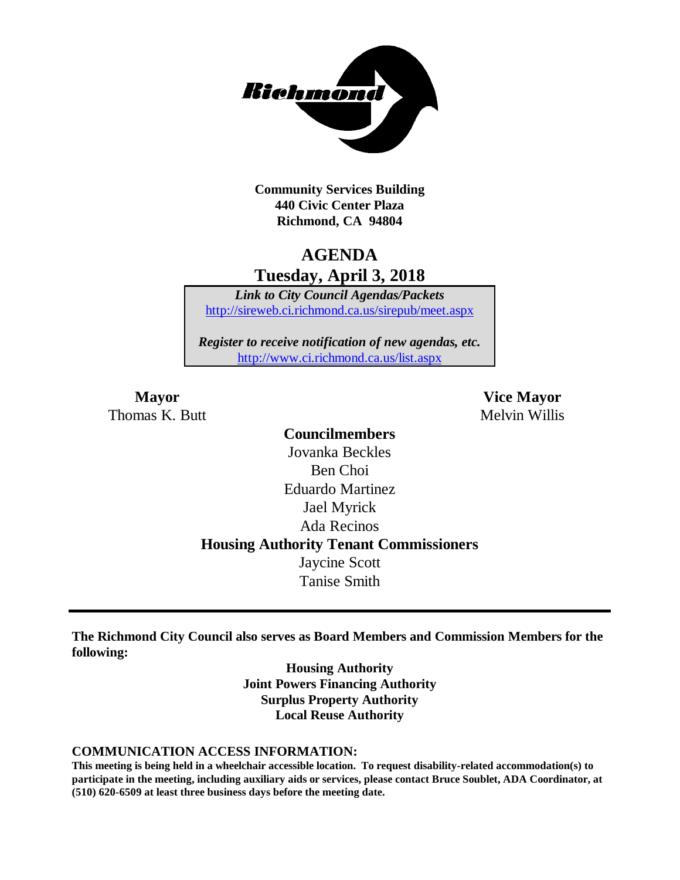Richmond

**Community Services Building**
**440 Civic Center Plaza**
**Richmond, CA 94804**

# AGENDA
## Tuesday, April 3, 2018

***Link to City Council Agendas/Packets***
http://sireweb.ci.richmond.ca.us/sirepub/meet.aspx

***Register to receive notification of new agendas, etc.***
http://www.ci.richmond.ca.us/list.aspx

**Mayor**
Thomas K. Butt

**Vice Mayor**
Melvin Willis

**Councilmembers**
Jovanka Beckles
Ben Choi
Eduardo Martinez
Jael Myrick
Ada Recinos

**Housing Authority Tenant Commissioners**
Jaycine Scott
Tanise Smith

---

**The Richmond City Council also serves as Board Members and Commission Members for the following:**

**Housing Authority**
**Joint Powers Financing Authority**
**Surplus Property Authority**
**Local Reuse Authority**

**COMMUNICATION ACCESS INFORMATION:**
**This meeting is being held in a wheelchair accessible location. To request disability-related accommodation(s) to participate in the meeting, including auxiliary aids or services, please contact Bruce Soublet, ADA Coordinator, at (510) 620-6509 at least three business days before the meeting date.**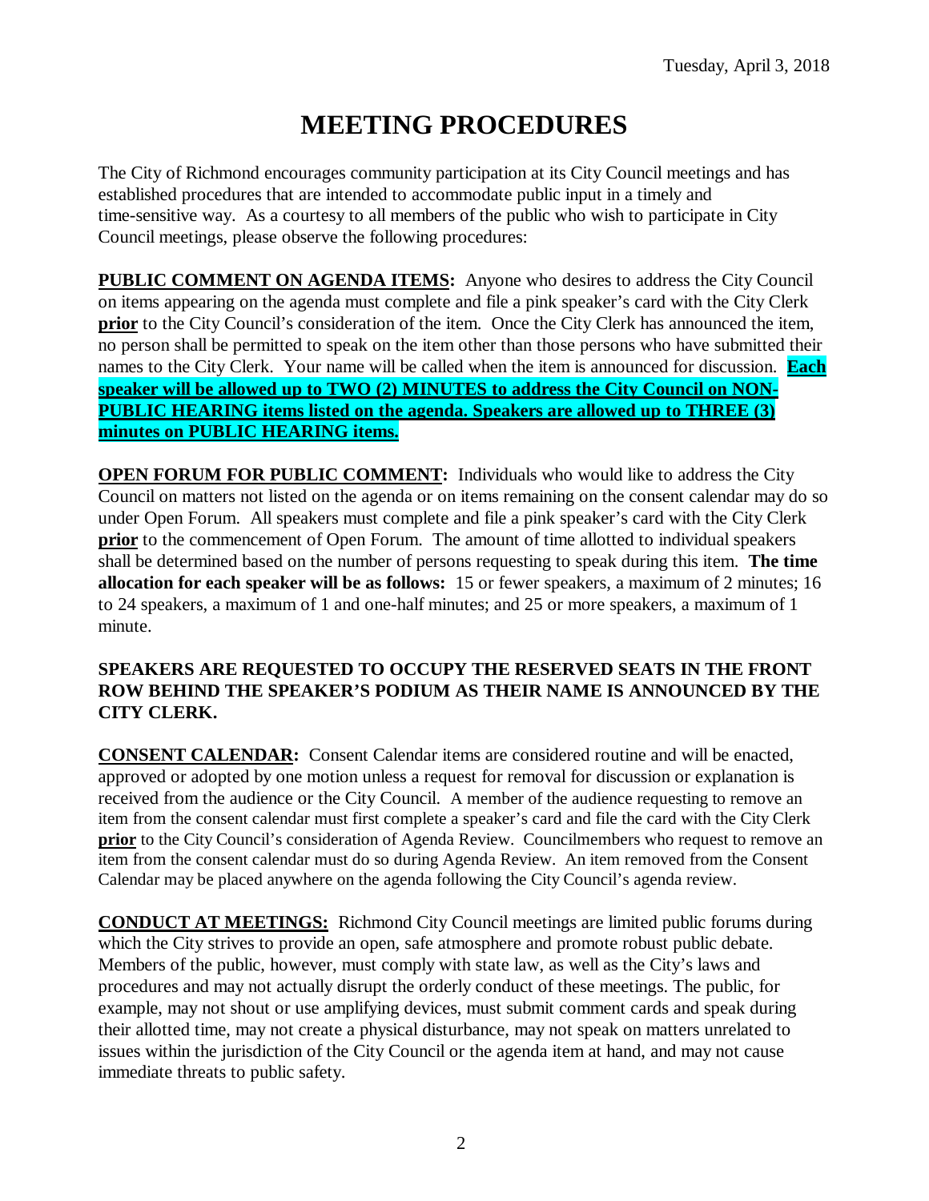# MEETING PROCEDURES

The City of Richmond encourages community participation at its City Council meetings and has established procedures that are intended to accommodate public input in a timely and time-sensitive way. As a courtesy to all members of the public who wish to participate in City Council meetings, please observe the following procedures:

**PUBLIC COMMENT ON AGENDA ITEMS:** Anyone who desires to address the City Council on items appearing on the agenda must complete and file a pink speaker's card with the City Clerk **prior** to the City Council's consideration of the item. Once the City Clerk has announced the item, no person shall be permitted to speak on the item other than those persons who have submitted their names to the City Clerk. Your name will be called when the item is announced for discussion. **Each speaker will be allowed up to TWO (2) MINUTES to address the City Council on NON-PUBLIC HEARING items listed on the agenda. Speakers are allowed up to THREE (3) minutes on PUBLIC HEARING items.**

**OPEN FORUM FOR PUBLIC COMMENT:** Individuals who would like to address the City Council on matters not listed on the agenda or on items remaining on the consent calendar may do so under Open Forum. All speakers must complete and file a pink speaker's card with the City Clerk **prior** to the commencement of Open Forum. The amount of time allotted to individual speakers shall be determined based on the number of persons requesting to speak during this item. **The time allocation for each speaker will be as follows:** 15 or fewer speakers, a maximum of 2 minutes; 16 to 24 speakers, a maximum of 1 and one-half minutes; and 25 or more speakers, a maximum of 1 minute.

**SPEAKERS ARE REQUESTED TO OCCUPY THE RESERVED SEATS IN THE FRONT ROW BEHIND THE SPEAKER'S PODIUM AS THEIR NAME IS ANNOUNCED BY THE CITY CLERK.**

**CONSENT CALENDAR:** Consent Calendar items are considered routine and will be enacted, approved or adopted by one motion unless a request for removal for discussion or explanation is received from the audience or the City Council. A member of the audience requesting to remove an item from the consent calendar must first complete a speaker's card and file the card with the City Clerk **prior** to the City Council's consideration of Agenda Review. Councilmembers who request to remove an item from the consent calendar must do so during Agenda Review. An item removed from the Consent Calendar may be placed anywhere on the agenda following the City Council's agenda review.

**CONDUCT AT MEETINGS:** Richmond City Council meetings are limited public forums during which the City strives to provide an open, safe atmosphere and promote robust public debate. Members of the public, however, must comply with state law, as well as the City's laws and procedures and may not actually disrupt the orderly conduct of these meetings. The public, for example, may not shout or use amplifying devices, must submit comment cards and speak during their allotted time, may not create a physical disturbance, may not speak on matters unrelated to issues within the jurisdiction of the City Council or the agenda item at hand, and may not cause immediate threats to public safety.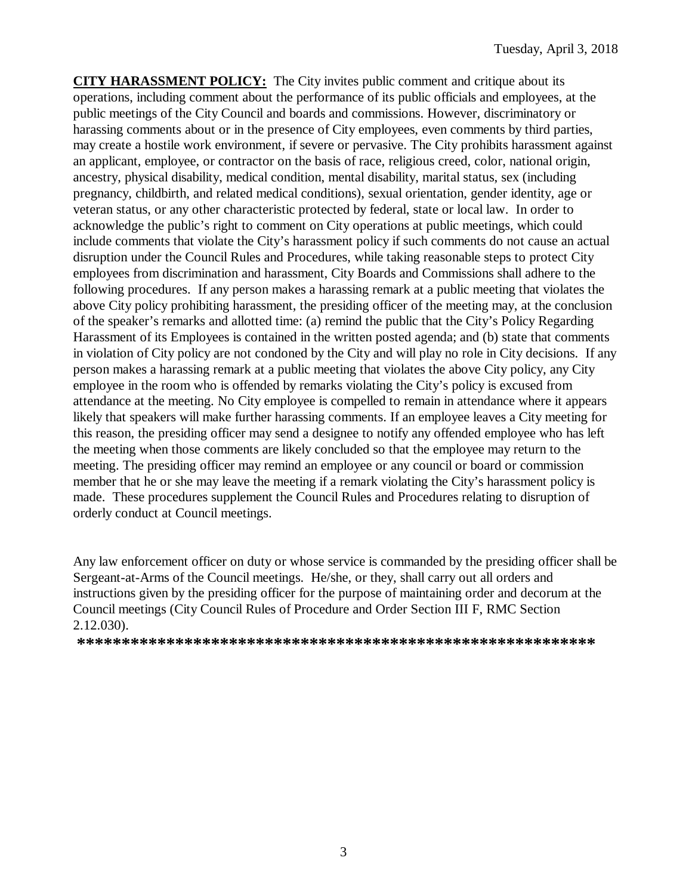**CITY HARASSMENT POLICY:** The City invites public comment and critique about its operations, including comment about the performance of its public officials and employees, at the public meetings of the City Council and boards and commissions. However, discriminatory or harassing comments about or in the presence of City employees, even comments by third parties, may create a hostile work environment, if severe or pervasive. The City prohibits harassment against an applicant, employee, or contractor on the basis of race, religious creed, color, national origin, ancestry, physical disability, medical condition, mental disability, marital status, sex (including pregnancy, childbirth, and related medical conditions), sexual orientation, gender identity, age or veteran status, or any other characteristic protected by federal, state or local law. In order to acknowledge the public's right to comment on City operations at public meetings, which could include comments that violate the City's harassment policy if such comments do not cause an actual disruption under the Council Rules and Procedures, while taking reasonable steps to protect City employees from discrimination and harassment, City Boards and Commissions shall adhere to the following procedures. If any person makes a harassing remark at a public meeting that violates the above City policy prohibiting harassment, the presiding officer of the meeting may, at the conclusion of the speaker's remarks and allotted time: (a) remind the public that the City's Policy Regarding Harassment of its Employees is contained in the written posted agenda; and (b) state that comments in violation of City policy are not condoned by the City and will play no role in City decisions. If any person makes a harassing remark at a public meeting that violates the above City policy, any City employee in the room who is offended by remarks violating the City's policy is excused from attendance at the meeting. No City employee is compelled to remain in attendance where it appears likely that speakers will make further harassing comments. If an employee leaves a City meeting for this reason, the presiding officer may send a designee to notify any offended employee who has left the meeting when those comments are likely concluded so that the employee may return to the meeting. The presiding officer may remind an employee or any council or board or commission member that he or she may leave the meeting if a remark violating the City's harassment policy is made. These procedures supplement the Council Rules and Procedures relating to disruption of orderly conduct at Council meetings.

Any law enforcement officer on duty or whose service is commanded by the presiding officer shall be Sergeant-at-Arms of the Council meetings. He/she, or they, shall carry out all orders and instructions given by the presiding officer for the purpose of maintaining order and decorum at the Council meetings (City Council Rules of Procedure and Order Section III F, RMC Section 2.12.030).

**************************************************************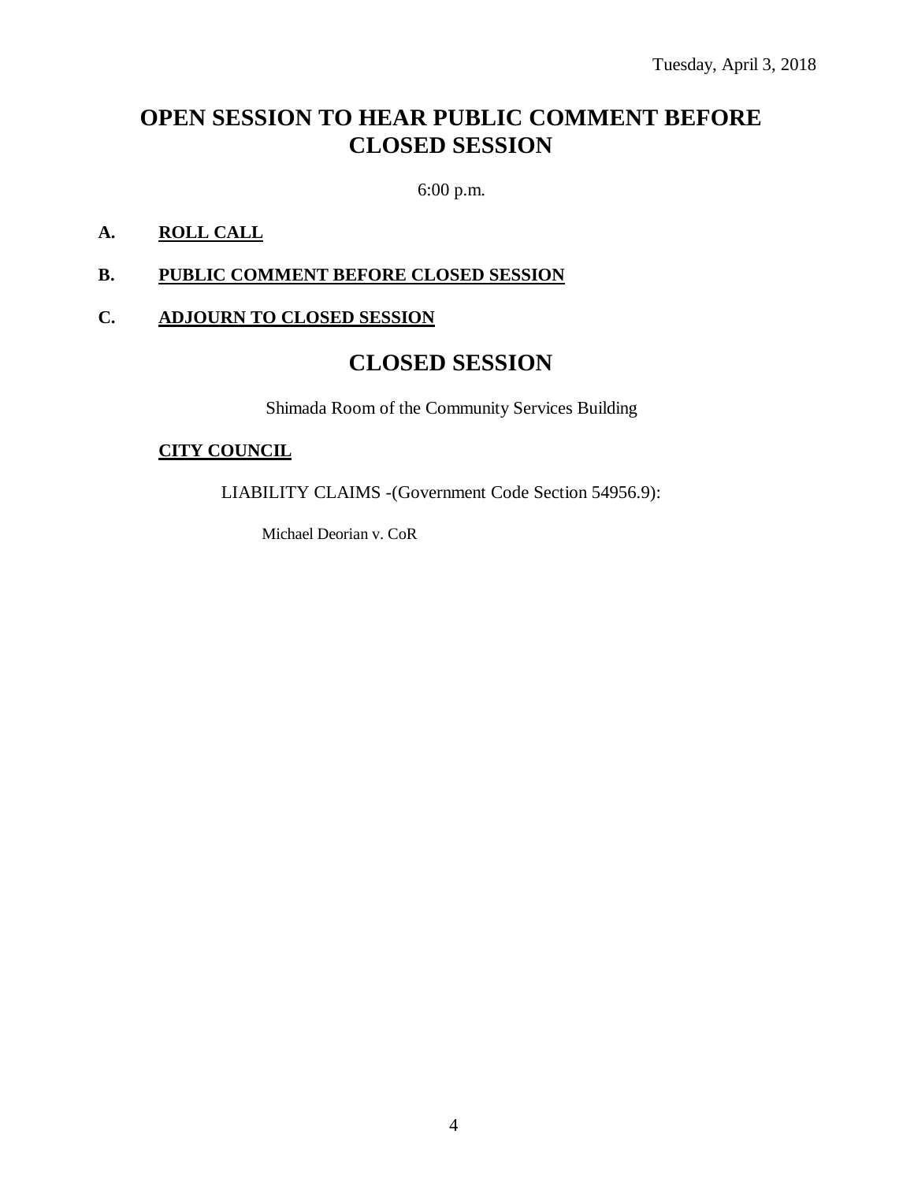Tuesday, April 3, 2018

# OPEN SESSION TO HEAR PUBLIC COMMENT BEFORE CLOSED SESSION

6:00 p.m.

**A. ROLL CALL**

**B. PUBLIC COMMENT BEFORE CLOSED SESSION**

**C. ADJOURN TO CLOSED SESSION**

# CLOSED SESSION

Shimada Room of the Community Services Building

**CITY COUNCIL**

LIABILITY CLAIMS -(Government Code Section 54956.9):

Michael Deorian v. CoR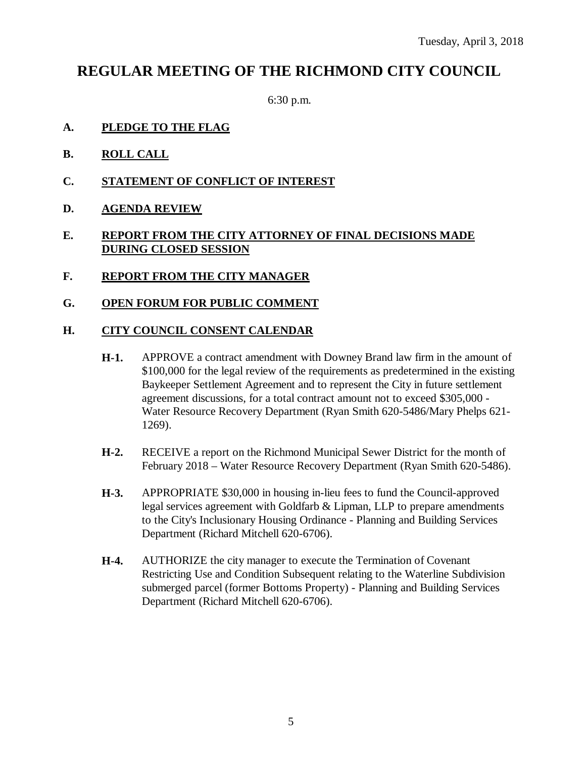Tuesday, April 3, 2018

# REGULAR MEETING OF THE RICHMOND CITY COUNCIL

6:30 p.m.

**A. PLEDGE TO THE FLAG**

**B. ROLL CALL**

**C. STATEMENT OF CONFLICT OF INTEREST**

**D. AGENDA REVIEW**

**E. REPORT FROM THE CITY ATTORNEY OF FINAL DECISIONS MADE DURING CLOSED SESSION**

**F. REPORT FROM THE CITY MANAGER**

**G. OPEN FORUM FOR PUBLIC COMMENT**

**H. CITY COUNCIL CONSENT CALENDAR**

**H-1.** APPROVE a contract amendment with Downey Brand law firm in the amount of $100,000 for the legal review of the requirements as predetermined in the existing Baykeeper Settlement Agreement and to represent the City in future settlement agreement discussions, for a total contract amount not to exceed $305,000 - Water Resource Recovery Department (Ryan Smith 620-5486/Mary Phelps 621-1269).

**H-2.** RECEIVE a report on the Richmond Municipal Sewer District for the month of February 2018 – Water Resource Recovery Department (Ryan Smith 620-5486).

**H-3.** APPROPRIATE $30,000 in housing in-lieu fees to fund the Council-approved legal services agreement with Goldfarb & Lipman, LLP to prepare amendments to the City's Inclusionary Housing Ordinance - Planning and Building Services Department (Richard Mitchell 620-6706).

**H-4.** AUTHORIZE the city manager to execute the Termination of Covenant Restricting Use and Condition Subsequent relating to the Waterline Subdivision submerged parcel (former Bottoms Property) - Planning and Building Services Department (Richard Mitchell 620-6706).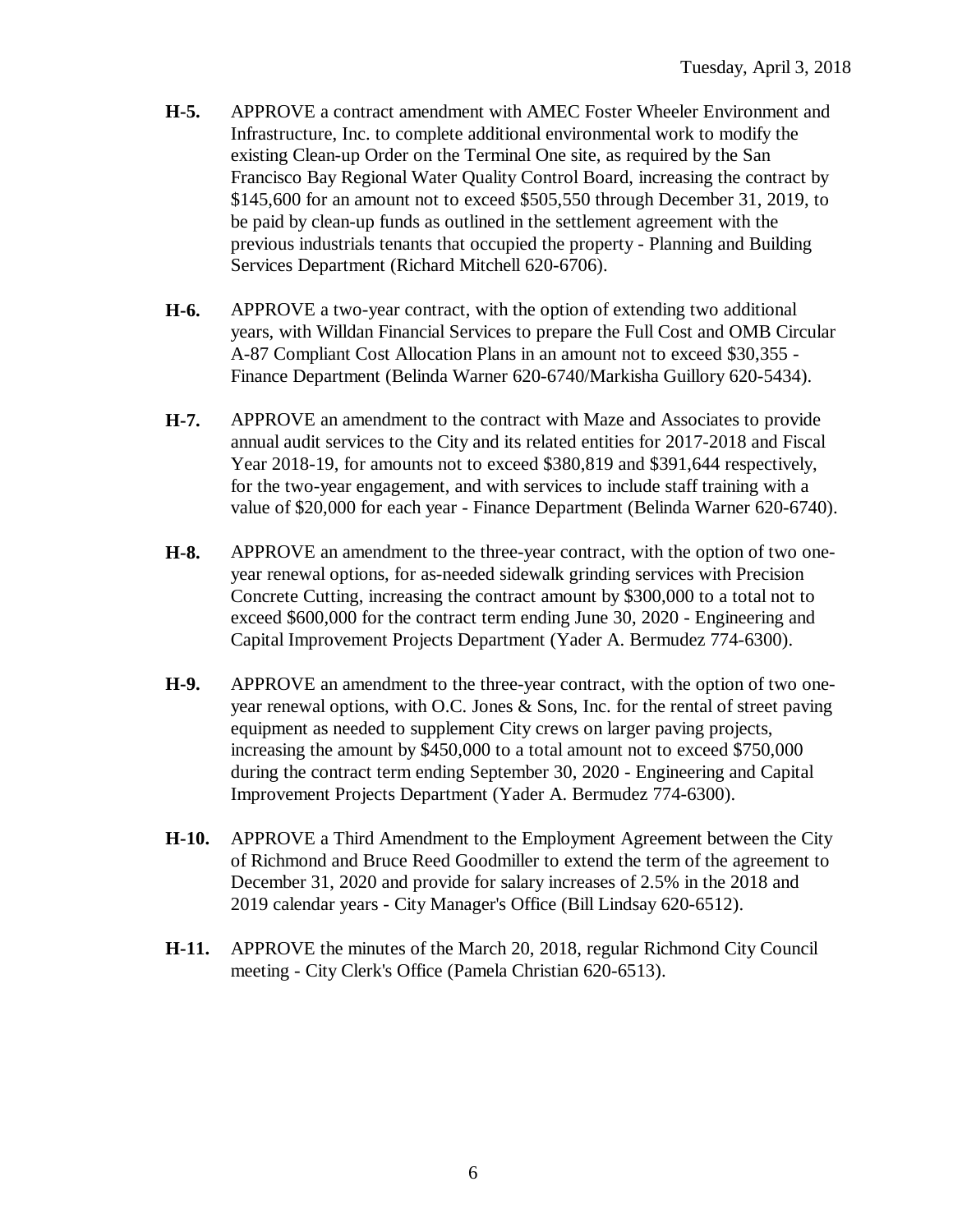**H-5.** APPROVE a contract amendment with AMEC Foster Wheeler Environment and Infrastructure, Inc. to complete additional environmental work to modify the existing Clean-up Order on the Terminal One site, as required by the San Francisco Bay Regional Water Quality Control Board, increasing the contract by $145,600 for an amount not to exceed $505,550 through December 31, 2019, to be paid by clean-up funds as outlined in the settlement agreement with the previous industrials tenants that occupied the property - Planning and Building Services Department (Richard Mitchell 620-6706).

**H-6.** APPROVE a two-year contract, with the option of extending two additional years, with Willdan Financial Services to prepare the Full Cost and OMB Circular A-87 Compliant Cost Allocation Plans in an amount not to exceed $30,355 - Finance Department (Belinda Warner 620-6740/Markisha Guillory 620-5434).

**H-7.** APPROVE an amendment to the contract with Maze and Associates to provide annual audit services to the City and its related entities for 2017-2018 and Fiscal Year 2018-19, for amounts not to exceed $380,819 and $391,644 respectively, for the two-year engagement, and with services to include staff training with a value of $20,000 for each year - Finance Department (Belinda Warner 620-6740).

**H-8.** APPROVE an amendment to the three-year contract, with the option of two one-year renewal options, for as-needed sidewalk grinding services with Precision Concrete Cutting, increasing the contract amount by $300,000 to a total not to exceed $600,000 for the contract term ending June 30, 2020 - Engineering and Capital Improvement Projects Department (Yader A. Bermudez 774-6300).

**H-9.** APPROVE an amendment to the three-year contract, with the option of two one-year renewal options, with O.C. Jones & Sons, Inc. for the rental of street paving equipment as needed to supplement City crews on larger paving projects, increasing the amount by $450,000 to a total amount not to exceed $750,000 during the contract term ending September 30, 2020 - Engineering and Capital Improvement Projects Department (Yader A. Bermudez 774-6300).

**H-10.** APPROVE a Third Amendment to the Employment Agreement between the City of Richmond and Bruce Reed Goodmiller to extend the term of the agreement to December 31, 2020 and provide for salary increases of 2.5% in the 2018 and 2019 calendar years - City Manager's Office (Bill Lindsay 620-6512).

**H-11.** APPROVE the minutes of the March 20, 2018, regular Richmond City Council meeting - City Clerk's Office (Pamela Christian 620-6513).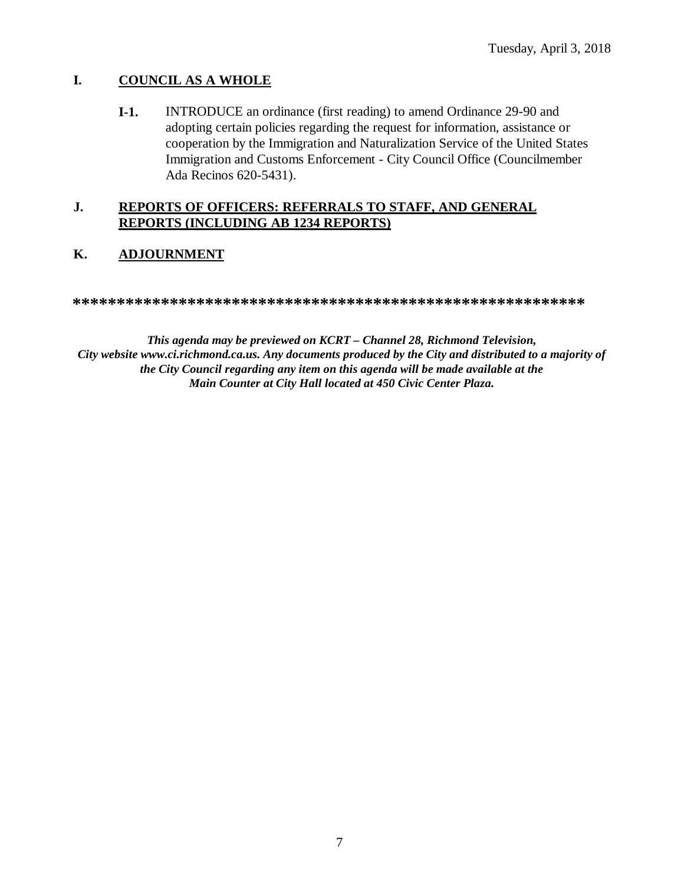## I. COUNCIL AS A WHOLE

**I-1.** INTRODUCE an ordinance (first reading) to amend Ordinance 29-90 and adopting certain policies regarding the request for information, assistance or cooperation by the Immigration and Naturalization Service of the United States Immigration and Customs Enforcement - City Council Office (Councilmember Ada Recinos 620-5431).

## J. REPORTS OF OFFICERS: REFERRALS TO STAFF, AND GENERAL REPORTS (INCLUDING AB 1234 REPORTS)

## K. ADJOURNMENT

**************************************************************

***This agenda may be previewed on KCRT – Channel 28, Richmond Television, City website www.ci.richmond.ca.us. Any documents produced by the City and distributed to a majority of the City Council regarding any item on this agenda will be made available at the Main Counter at City Hall located at 450 Civic Center Plaza.***